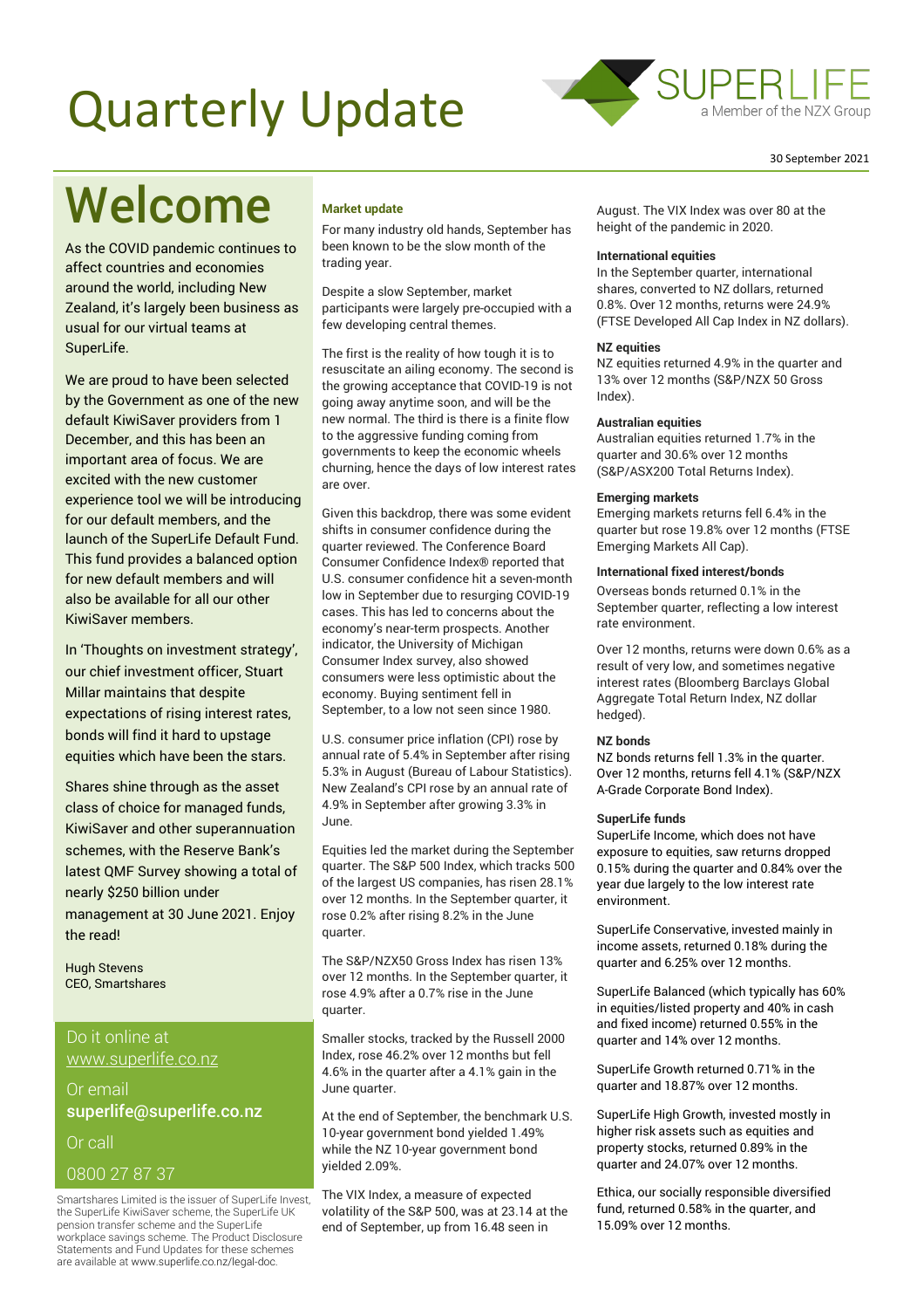# Quarterly Update

SUPERLIFE
a Member of the NZX Group

30 September 2021

# Welcome

As the COVID pandemic continues to affect countries and economies around the world, including New Zealand, it's largely been business as usual for our virtual teams at SuperLife.

We are proud to have been selected by the Government as one of the new default KiwiSaver providers from 1 December, and this has been an important area of focus. We are excited with the new customer experience tool we will be introducing for our default members, and the launch of the SuperLife Default Fund. This fund provides a balanced option for new default members and will also be available for all our other KiwiSaver members.

In 'Thoughts on investment strategy', our chief investment officer, Stuart Millar maintains that despite expectations of rising interest rates, bonds will find it hard to upstage equities which have been the stars.

Shares shine through as the asset class of choice for managed funds, KiwiSaver and other superannuation schemes, with the Reserve Bank's latest QMF Survey showing a total of nearly $250 billion under management at 30 June 2021. Enjoy the read!

Hugh Stevens
CEO, Smartshares

Do it online at www.superlife.co.nz

Or email **superlife@superlife.co.nz**

Or call

0800 27 87 37

Smartshares Limited is the issuer of SuperLife Invest, the SuperLife KiwiSaver scheme, the SuperLife UK pension transfer scheme and the SuperLife workplace savings scheme. The Product Disclosure Statements and Fund Updates for these schemes are available at www.superlife.co.nz/legal-doc.

### Market update

For many industry old hands, September has been known to be the slow month of the trading year.

Despite a slow September, market participants were largely pre-occupied with a few developing central themes.

The first is the reality of how tough it is to resuscitate an ailing economy. The second is the growing acceptance that COVID-19 is not going away anytime soon, and will be the new normal. The third is there is a finite flow to the aggressive funding coming from governments to keep the economic wheels churning, hence the days of low interest rates are over.

Given this backdrop, there was some evident shifts in consumer confidence during the quarter reviewed. The Conference Board Consumer Confidence Index® reported that U.S. consumer confidence hit a seven-month low in September due to resurging COVID-19 cases. This has led to concerns about the economy's near-term prospects. Another indicator, the University of Michigan Consumer Index survey, also showed consumers were less optimistic about the economy. Buying sentiment fell in September, to a low not seen since 1980.

U.S. consumer price inflation (CPI) rose by annual rate of 5.4% in September after rising 5.3% in August (Bureau of Labour Statistics). New Zealand's CPI rose by an annual rate of 4.9% in September after growing 3.3% in June.

Equities led the market during the September quarter. The S&P 500 Index, which tracks 500 of the largest US companies, has risen 28.1% over 12 months. In the September quarter, it rose 0.2% after rising 8.2% in the June quarter.

The S&P/NZX50 Gross Index has risen 13% over 12 months. In the September quarter, it rose 4.9% after a 0.7% rise in the June quarter.

Smaller stocks, tracked by the Russell 2000 Index, rose 46.2% over 12 months but fell 4.6% in the quarter after a 4.1% gain in the June quarter.

At the end of September, the benchmark U.S. 10-year government bond yielded 1.49% while the NZ 10-year government bond yielded 2.09%.

The VIX Index, a measure of expected volatility of the S&P 500, was at 23.14 at the end of September, up from 16.48 seen in August. The VIX Index was over 80 at the height of the pandemic in 2020.

### International equities

In the September quarter, international shares, converted to NZ dollars, returned 0.8%. Over 12 months, returns were 24.9% (FTSE Developed All Cap Index in NZ dollars).

### NZ equities

NZ equities returned 4.9% in the quarter and 13% over 12 months (S&P/NZX 50 Gross Index).

### Australian equities

Australian equities returned 1.7% in the quarter and 30.6% over 12 months (S&P/ASX200 Total Returns Index).

### Emerging markets

Emerging markets returns fell 6.4% in the quarter but rose 19.8% over 12 months (FTSE Emerging Markets All Cap).

### International fixed interest/bonds

Overseas bonds returned 0.1% in the September quarter, reflecting a low interest rate environment.

Over 12 months, returns were down 0.6% as a result of very low, and sometimes negative interest rates (Bloomberg Barclays Global Aggregate Total Return Index, NZ dollar hedged).

### NZ bonds

NZ bonds returns fell 1.3% in the quarter. Over 12 months, returns fell 4.1% (S&P/NZX A-Grade Corporate Bond Index).

### SuperLife funds

SuperLife Income, which does not have exposure to equities, saw returns dropped 0.15% during the quarter and 0.84% over the year due largely to the low interest rate environment.

SuperLife Conservative, invested mainly in income assets, returned 0.18% during the quarter and 6.25% over 12 months.

SuperLife Balanced (which typically has 60% in equities/listed property and 40% in cash and fixed income) returned 0.55% in the quarter and 14% over 12 months.

SuperLife Growth returned 0.71% in the quarter and 18.87% over 12 months.

SuperLife High Growth, invested mostly in higher risk assets such as equities and property stocks, returned 0.89% in the quarter and 24.07% over 12 months.

Ethica, our socially responsible diversified fund, returned 0.58% in the quarter, and 15.09% over 12 months.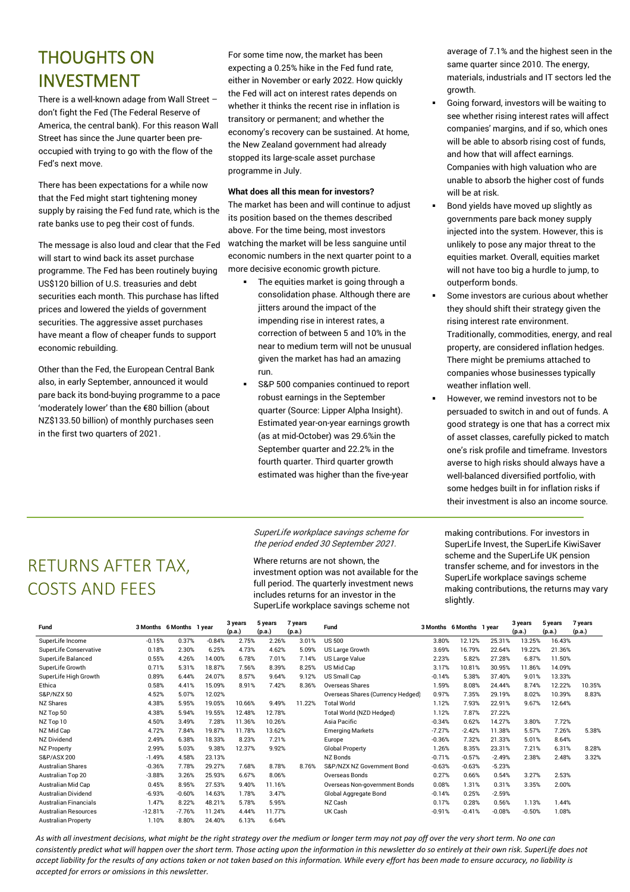# THOUGHTS ON INVESTMENT

There is a well-known adage from Wall Street – don't fight the Fed (The Federal Reserve of America, the central bank). For this reason Wall Street has since the June quarter been pre-occupied with trying to go with the flow of the Fed's next move.

There has been expectations for a while now that the Fed might start tightening money supply by raising the Fed fund rate, which is the rate banks use to peg their cost of funds.

The message is also loud and clear that the Fed will start to wind back its asset purchase programme. The Fed has been routinely buying US$120 billion of U.S. treasuries and debt securities each month. This purchase has lifted prices and lowered the yields of government securities. The aggressive asset purchases have meant a flow of cheaper funds to support economic rebuilding.

Other than the Fed, the European Central Bank also, in early September, announced it would pare back its bond-buying programme to a pace 'moderately lower' than the €80 billion (about NZ$133.50 billion) of monthly purchases seen in the first two quarters of 2021.

For some time now, the market has been expecting a 0.25% hike in the Fed fund rate, either in November or early 2022. How quickly the Fed will act on interest rates depends on whether it thinks the recent rise in inflation is transitory or permanent; and whether the economy's recovery can be sustained. At home, the New Zealand government had already stopped its large-scale asset purchase programme in July.

**What does all this mean for investors?**

The market has been and will continue to adjust its position based on the themes described above. For the time being, most investors watching the market will be less sanguine until economic numbers in the next quarter point to a more decisive economic growth picture.

- The equities market is going through a consolidation phase. Although there are jitters around the impact of the impending rise in interest rates, a correction of between 5 and 10% in the near to medium term will not be unusual given the market has had an amazing run.
- S&P 500 companies continued to report robust earnings in the September quarter (Source: Lipper Alpha Insight). Estimated year-on-year earnings growth (as at mid-October) was 29.6%in the September quarter and 22.2% in the fourth quarter. Third quarter growth estimated was higher than the five-year average of 7.1% and the highest seen in the same quarter since 2010. The energy, materials, industrials and IT sectors led the growth.
- Going forward, investors will be waiting to see whether rising interest rates will affect companies' margins, and if so, which ones will be able to absorb rising cost of funds, and how that will affect earnings. Companies with high valuation who are unable to absorb the higher cost of funds will be at risk.
- Bond yields have moved up slightly as governments pare back money supply injected into the system. However, this is unlikely to pose any major threat to the equities market. Overall, equities market will not have too big a hurdle to jump, to outperform bonds.
- Some investors are curious about whether they should shift their strategy given the rising interest rate environment. Traditionally, commodities, energy, and real property, are considered inflation hedges. There might be premiums attached to companies whose businesses typically weather inflation well.
- However, we remind investors not to be persuaded to switch in and out of funds. A good strategy is one that has a correct mix of asset classes, carefully picked to match one's risk profile and timeframe. Investors averse to high risks should always have a well-balanced diversified portfolio, with some hedges built in for inflation risks if their investment is also an income source.

# RETURNS AFTER TAX, COSTS AND FEES

*SuperLife workplace savings scheme for the period ended 30 September 2021.*

Where returns are not shown, the investment option was not available for the full period. The quarterly investment news includes returns for an investor in the SuperLife workplace savings scheme not making contributions. For investors in SuperLife Invest, the SuperLife KiwiSaver scheme and the SuperLife UK pension transfer scheme, and for investors in the SuperLife workplace savings scheme making contributions, the returns may vary slightly.

| Fund | 3 Months | 6 Months | 1 year | 3 years (p.a.) | 5 years (p.a.) | 7 years (p.a.) |
|---|---|---|---|---|---|---|
| SuperLife Income | -0.15% | 0.37% | -0.84% | 2.75% | 2.26% | 3.01% |
| SuperLife Conservative | 0.18% | 2.30% | 6.25% | 4.73% | 4.62% | 5.09% |
| SuperLife Balanced | 0.55% | 4.26% | 14.00% | 6.78% | 7.01% | 7.14% |
| SuperLife Growth | 0.71% | 5.31% | 18.87% | 7.56% | 8.39% | 8.25% |
| SuperLife High Growth | 0.89% | 6.44% | 24.07% | 8.57% | 9.64% | 9.12% |
| Ethica | 0.58% | 4.41% | 15.09% | 8.91% | 7.42% | 8.36% |
| S&P/NZX 50 | 4.52% | 5.07% | 12.02% | | | |
| NZ Shares | 4.38% | 5.95% | 19.05% | 10.66% | 9.49% | 11.22% |
| NZ Top 50 | 4.38% | 5.94% | 19.55% | 12.48% | 12.78% | |
| NZ Top 10 | 4.50% | 3.49% | 7.28% | 11.36% | 10.26% | |
| NZ Mid Cap | 4.72% | 7.84% | 19.87% | 11.78% | 13.62% | |
| NZ Dividend | 2.49% | 6.38% | 18.33% | 8.23% | 7.21% | |
| NZ Property | 2.99% | 5.03% | 9.38% | 12.37% | 9.92% | |
| S&P/ASX 200 | -1.49% | 4.58% | 23.13% | | | |
| Australian Shares | -0.36% | 7.78% | 29.27% | 7.68% | 8.78% | 8.76% |
| Australian Top 20 | -3.88% | 3.26% | 25.93% | 6.67% | 8.06% | |
| Australian Mid Cap | 0.45% | 8.95% | 27.53% | 9.40% | 11.16% | |
| Australian Dividend | -6.93% | -0.60% | 14.63% | 1.78% | 3.47% | |
| Australian Financials | 1.47% | 8.22% | 48.21% | 5.78% | 5.95% | |
| Australian Resources | -12.81% | -7.76% | 11.24% | 4.44% | 11.77% | |
| Australian Property | 1.10% | 8.80% | 24.40% | 6.13% | 6.64% | |

| Fund | 3 Months | 6 Months | 1 year | 3 years (p.a.) | 5 years (p.a.) | 7 years (p.a.) |
|---|---|---|---|---|---|---|
| US 500 | 3.80% | 12.12% | 25.31% | 13.25% | 16.43% | |
| US Large Growth | 3.69% | 16.79% | 22.64% | 19.22% | 21.36% | |
| US Large Value | 2.23% | 5.82% | 27.28% | 6.87% | 11.50% | |
| US Mid Cap | 3.17% | 10.81% | 30.95% | 11.86% | 14.09% | |
| US Small Cap | -0.14% | 5.38% | 37.40% | 9.01% | 13.33% | |
| Overseas Shares | 1.59% | 8.08% | 24.44% | 8.74% | 12.22% | 10.35% |
| Overseas Shares (Currency Hedged) | 0.97% | 7.35% | 29.19% | 8.02% | 10.39% | 8.83% |
| Total World | 1.12% | 7.93% | 22.91% | 9.67% | 12.64% | |
| Total World (NZD Hedged) | 1.12% | 7.87% | 27.22% | | | |
| Asia Pacific | -0.34% | 0.62% | 14.27% | 3.80% | 7.72% | |
| Emerging Markets | -7.27% | -2.42% | 11.38% | 5.57% | 7.26% | 5.38% |
| Europe | -0.36% | 7.32% | 21.33% | 5.01% | 8.64% | |
| Global Property | 1.26% | 8.35% | 23.31% | 7.21% | 6.31% | 8.28% |
| NZ Bonds | -0.71% | -0.57% | -2.49% | 2.38% | 2.48% | 3.32% |
| S&P/NZX NZ Government Bond | -0.63% | -0.63% | -5.23% | | | |
| Overseas Bonds | 0.27% | 0.66% | 0.54% | 3.27% | 2.53% | |
| Overseas Non-government Bonds | 0.08% | 1.31% | 0.31% | 3.35% | 2.00% | |
| Global Aggregate Bond | -0.14% | 0.25% | -2.59% | | | |
| NZ Cash | 0.17% | 0.28% | 0.56% | 1.13% | 1.44% | |
| UK Cash | -0.91% | -0.41% | -0.08% | -0.50% | 1.08% | |

*As with all investment decisions, what might be the right strategy over the medium or longer term may not pay off over the very short term. No one can consistently predict what will happen over the short term. Those acting upon the information in this newsletter do so entirely at their own risk. SuperLife does not accept liability for the results of any actions taken or not taken based on this information. While every effort has been made to ensure accuracy, no liability is accepted for errors or omissions in this newsletter.*